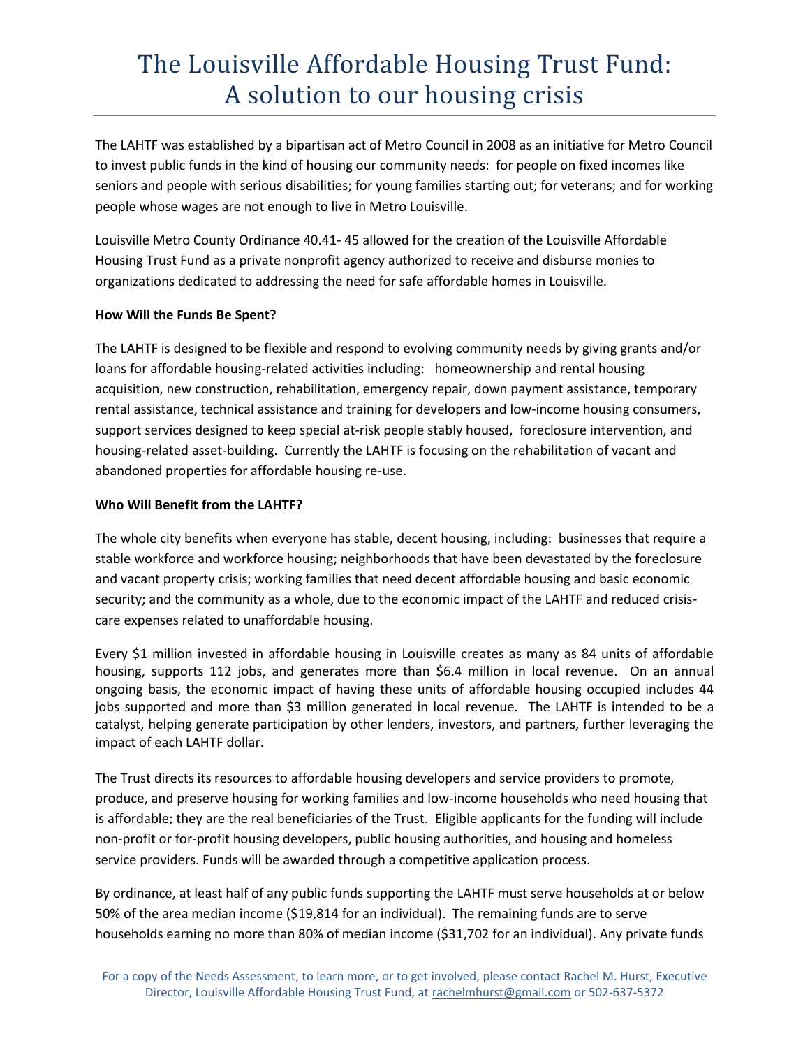# The Louisville Affordable Housing Trust Fund: A solution to our housing crisis

The LAHTF was established by a bipartisan act of Metro Council in 2008 as an initiative for Metro Council to invest public funds in the kind of housing our community needs: for people on fixed incomes like seniors and people with serious disabilities; for young families starting out; for veterans; and for working people whose wages are not enough to live in Metro Louisville.

Louisville Metro County Ordinance 40.41- 45 allowed for the creation of the Louisville Affordable Housing Trust Fund as a private nonprofit agency authorized to receive and disburse monies to organizations dedicated to addressing the need for safe affordable homes in Louisville.

**How Will the Funds Be Spent?**

The LAHTF is designed to be flexible and respond to evolving community needs by giving grants and/or loans for affordable housing-related activities including: homeownership and rental housing acquisition, new construction, rehabilitation, emergency repair, down payment assistance, temporary rental assistance, technical assistance and training for developers and low-income housing consumers, support services designed to keep special at-risk people stably housed, foreclosure intervention, and housing-related asset-building. Currently the LAHTF is focusing on the rehabilitation of vacant and abandoned properties for affordable housing re-use.

**Who Will Benefit from the LAHTF?**

The whole city benefits when everyone has stable, decent housing, including: businesses that require a stable workforce and workforce housing; neighborhoods that have been devastated by the foreclosure and vacant property crisis; working families that need decent affordable housing and basic economic security; and the community as a whole, due to the economic impact of the LAHTF and reduced crisis-care expenses related to unaffordable housing.

Every $1 million invested in affordable housing in Louisville creates as many as 84 units of affordable housing, supports 112 jobs, and generates more than $6.4 million in local revenue. On an annual ongoing basis, the economic impact of having these units of affordable housing occupied includes 44 jobs supported and more than $3 million generated in local revenue. The LAHTF is intended to be a catalyst, helping generate participation by other lenders, investors, and partners, further leveraging the impact of each LAHTF dollar.

The Trust directs its resources to affordable housing developers and service providers to promote, produce, and preserve housing for working families and low-income households who need housing that is affordable; they are the real beneficiaries of the Trust. Eligible applicants for the funding will include non-profit or for-profit housing developers, public housing authorities, and housing and homeless service providers. Funds will be awarded through a competitive application process.

By ordinance, at least half of any public funds supporting the LAHTF must serve households at or below 50% of the area median income ($19,814 for an individual). The remaining funds are to serve households earning no more than 80% of median income ($31,702 for an individual). Any private funds

For a copy of the Needs Assessment, to learn more, or to get involved, please contact Rachel M. Hurst, Executive Director, Louisville Affordable Housing Trust Fund, at rachelmhurst@gmail.com or 502-637-5372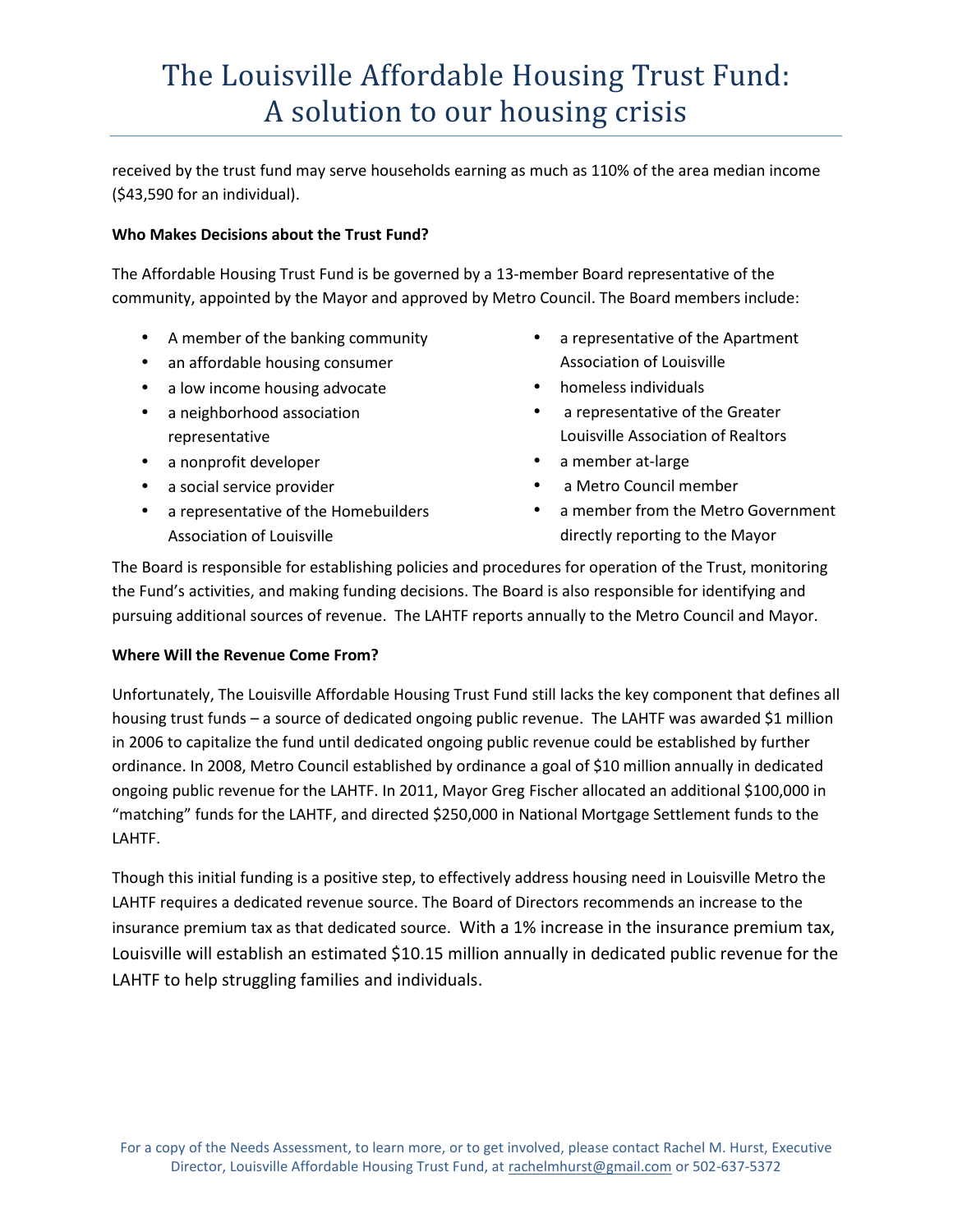received by the trust fund may serve households earning as much as 110% of the area median income ($43,590 for an individual).

**Who Makes Decisions about the Trust Fund?**

The Affordable Housing Trust Fund is be governed by a 13-member Board representative of the community, appointed by the Mayor and approved by Metro Council. The Board members include:

- A member of the banking community
- an affordable housing consumer
- a low income housing advocate
- a neighborhood association representative
- a nonprofit developer
- a social service provider
- a representative of the Homebuilders Association of Louisville
- a representative of the Apartment Association of Louisville
- homeless individuals
- a representative of the Greater Louisville Association of Realtors
- a member at-large
- a Metro Council member
- a member from the Metro Government directly reporting to the Mayor

The Board is responsible for establishing policies and procedures for operation of the Trust, monitoring the Fund's activities, and making funding decisions. The Board is also responsible for identifying and pursuing additional sources of revenue. The LAHTF reports annually to the Metro Council and Mayor.

**Where Will the Revenue Come From?**

Unfortunately, The Louisville Affordable Housing Trust Fund still lacks the key component that defines all housing trust funds – a source of dedicated ongoing public revenue. The LAHTF was awarded $1 million in 2006 to capitalize the fund until dedicated ongoing public revenue could be established by further ordinance. In 2008, Metro Council established by ordinance a goal of $10 million annually in dedicated ongoing public revenue for the LAHTF. In 2011, Mayor Greg Fischer allocated an additional $100,000 in "matching" funds for the LAHTF, and directed $250,000 in National Mortgage Settlement funds to the LAHTF.

Though this initial funding is a positive step, to effectively address housing need in Louisville Metro the LAHTF requires a dedicated revenue source. The Board of Directors recommends an increase to the insurance premium tax as that dedicated source. With a 1% increase in the insurance premium tax, Louisville will establish an estimated $10.15 million annually in dedicated public revenue for the LAHTF to help struggling families and individuals.

For a copy of the Needs Assessment, to learn more, or to get involved, please contact Rachel M. Hurst, Executive Director, Louisville Affordable Housing Trust Fund, at rachelmhurst@gmail.com or 502-637-5372